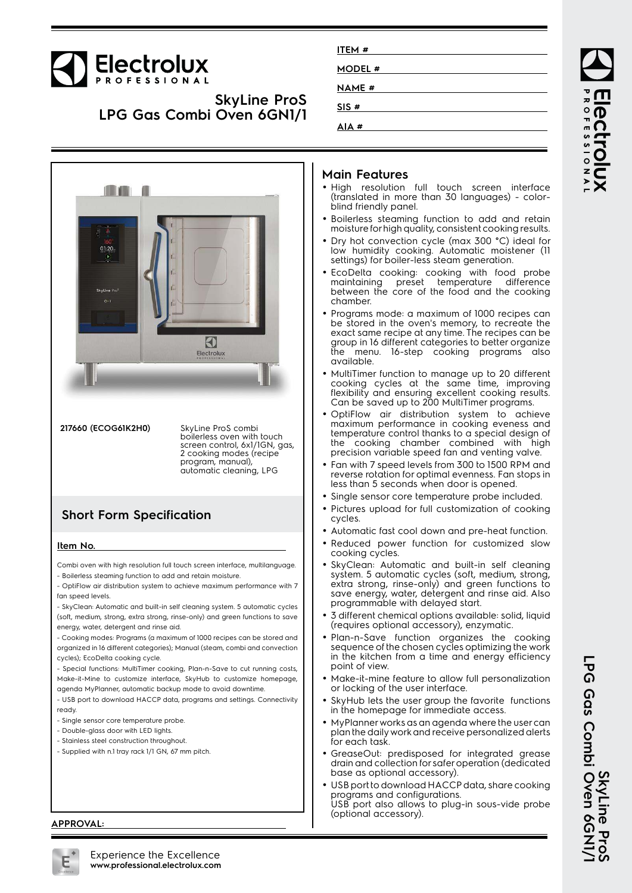# Electrolux PROFESSIONAL

## SkyLine ProS LPG Gas Combi Oven 6GN1/1

ITEM #

MODEL #

NAME #

SIS #

AIA #

**217660 (ECOG61K2H0)** SkyLine ProS combi boilerless oven with touch screen control, 6x1/1GN, gas, 2 cooking modes (recipe program, manual), automatic cleaning, LPG

## Short Form Specification

**Item No.**

Combi oven with high resolution full touch screen interface, multilanguage.
- Boilerless steaming function to add and retain moisture.
- OptiFlow air distribution system to achieve maximum performance with 7 fan speed levels.
- SkyClean: Automatic and built-in self cleaning system. 5 automatic cycles (soft, medium, strong, extra strong, rinse-only) and green functions to save energy, water, detergent and rinse aid.
- Cooking modes: Programs (a maximum of 1000 recipes can be stored and organized in 16 different categories); Manual (steam, combi and convection cycles); EcoDelta cooking cycle.
- Special functions: MultiTimer cooking, Plan-n-Save to cut running costs, Make-it-Mine to customize interface, SkyHub to customize homepage, agenda MyPlanner, automatic backup mode to avoid downtime.
- USB port to download HACCP data, programs and settings. Connectivity ready.
- Single sensor core temperature probe.
- Double-glass door with LED lights.
- Stainless steel construction throughout.
- Supplied with n.1 tray rack 1/1 GN, 67 mm pitch.

**APPROVAL:**

## Main Features

- High resolution full touch screen interface (translated in more than 30 languages) - color-blind friendly panel.
- Boilerless steaming function to add and retain moisture for high quality, consistent cooking results.
- Dry hot convection cycle (max 300 °C) ideal for low humidity cooking. Automatic moistener (11 settings) for boiler-less steam generation.
- EcoDelta cooking: cooking with food probe maintaining preset temperature difference between the core of the food and the cooking chamber.
- Programs mode: a maximum of 1000 recipes can be stored in the oven's memory, to recreate the exact same recipe at any time. The recipes can be group in 16 different categories to better organize the menu. 16-step cooking programs also available.
- MultiTimer function to manage up to 20 different cooking cycles at the same time, improving flexibility and ensuring excellent cooking results. Can be saved up to 200 MultiTimer programs.
- OptiFlow air distribution system to achieve maximum performance in cooking eveness and temperature control thanks to a special design of the cooking chamber combined with high precision variable speed fan and venting valve.
- Fan with 7 speed levels from 300 to 1500 RPM and reverse rotation for optimal evenness. Fan stops in less than 5 seconds when door is opened.
- Single sensor core temperature probe included.
- Pictures upload for full customization of cooking cycles.
- Automatic fast cool down and pre-heat function.
- Reduced power function for customized slow cooking cycles.
- SkyClean: Automatic and built-in self cleaning system. 5 automatic cycles (soft, medium, strong, extra strong, rinse-only) and green functions to save energy, water, detergent and rinse aid. Also programmable with delayed start.
- 3 different chemical options available: solid, liquid (requires optional accessory), enzymatic.
- Plan-n-Save function organizes the cooking sequence of the chosen cycles optimizing the work in the kitchen from a time and energy efficiency point of view.
- Make-it-mine feature to allow full personalization or locking of the user interface.
- SkyHub lets the user group the favorite functions in the homepage for immediate access.
- MyPlanner works as an agenda where the user can plan the daily work and receive personalized alerts for each task.
- GreaseOut: predisposed for integrated grease drain and collection for safer operation (dedicated base as optional accessory).
- USB port to download HACCP data, share cooking programs and configurations. USB port also allows to plug-in sous-vide probe (optional accessory).

Experience the Excellence
**www.professional.electrolux.com**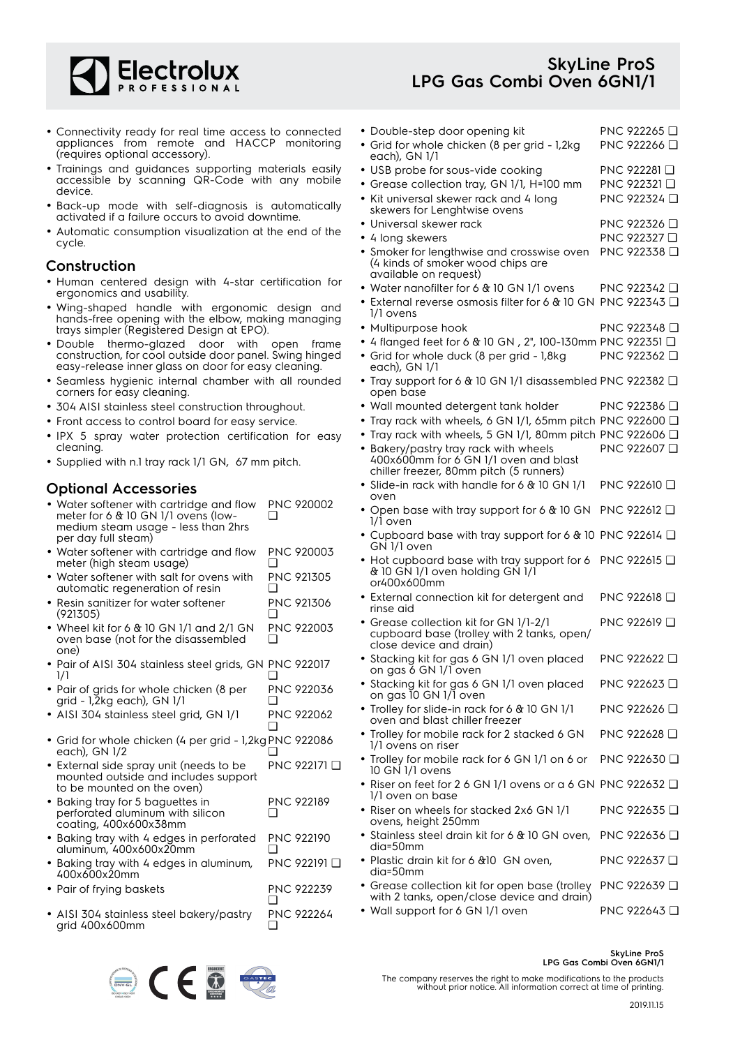- Connectivity ready for real time access to connected appliances from remote and HACCP monitoring (requires optional accessory).
- Trainings and guidances supporting materials easily accessible by scanning QR-Code with any mobile device.
- Back-up mode with self-diagnosis is automatically activated if a failure occurs to avoid downtime.
- Automatic consumption visualization at the end of the cycle.

## Construction

- Human centered design with 4-star certification for ergonomics and usability.
- Wing-shaped handle with ergonomic design and hands-free opening with the elbow, making managing trays simpler (Registered Design at EPO).
- Double thermo-glazed door with open frame construction, for cool outside door panel. Swing hinged easy-release inner glass on door for easy cleaning.
- Seamless hygienic internal chamber with all rounded corners for easy cleaning.
- 304 AISI stainless steel construction throughout.
- Front access to control board for easy service.
- IPX 5 spray water protection certification for easy cleaning.
- Supplied with n.1 tray rack 1/1 GN, 67 mm pitch.

## Optional Accessories

- Water softener with cartridge and flow meter for 6 & 10 GN 1/1 ovens (low-medium steam usage - less than 2hrs per day full steam) PNC 920002 ❑
- Water softener with cartridge and flow meter (high steam usage) PNC 920003 ❑
- Water softener with salt for ovens with automatic regeneration of resin PNC 921305 ❑
- Resin sanitizer for water softener (921305) PNC 921306 ❑
- Wheel kit for 6 & 10 GN 1/1 and 2/1 GN oven base (not for the disassembled one) PNC 922003 ❑
- Pair of AISI 304 stainless steel grids, GN 1/1 PNC 922017 ❑
- Pair of grids for whole chicken (8 per grid - 1,2kg each), GN 1/1 PNC 922036 ❑
- AISI 304 stainless steel grid, GN 1/1 PNC 922062 ❑
- Grid for whole chicken (4 per grid - 1,2kg each), GN 1/2 PNC 922086 ❑
- External side spray unit (needs to be mounted outside and includes support to be mounted on the oven) PNC 922171 ❑
- Baking tray for 5 baguettes in perforated aluminum with silicon coating, 400x600x38mm PNC 922189 ❑
- Baking tray with 4 edges in perforated aluminum, 400x600x20mm PNC 922190 ❑
- Baking tray with 4 edges in aluminum, 400x600x20mm PNC 922191 ❑
- Pair of frying baskets PNC 922239 ❑
- AISI 304 stainless steel bakery/pastry grid 400x600mm PNC 922264 ❑
- Double-step door opening kit PNC 922265 ❑
- Grid for whole chicken (8 per grid - 1,2kg each), GN 1/1 PNC 922266 ❑
- USB probe for sous-vide cooking PNC 922281 ❑
- Grease collection tray, GN 1/1, H=100 mm PNC 922321 ❑
- Kit universal skewer rack and 4 long skewers for Lenghtwise ovens PNC 922324 ❑
- Universal skewer rack PNC 922326 ❑
- 4 long skewers PNC 922327 ❑
- Smoker for lengthwise and crosswise oven (4 kinds of smoker wood chips are available on request) PNC 922338 ❑
- Water nanofilter for 6 & 10 GN 1/1 ovens PNC 922342 ❑
- External reverse osmosis filter for 6 & 10 GN 1/1 ovens PNC 922343 ❑
- Multipurpose hook PNC 922348 ❑
- 4 flanged feet for 6 & 10 GN , 2", 100-130mm PNC 922351 ❑
- Grid for whole duck (8 per grid - 1,8kg each), GN 1/1 PNC 922362 ❑
- Tray support for 6 & 10 GN 1/1 disassembled open base PNC 922382 ❑
- Wall mounted detergent tank holder PNC 922386 ❑
- Tray rack with wheels, 6 GN 1/1, 65mm pitch PNC 922600 ❑
- Tray rack with wheels, 5 GN 1/1, 80mm pitch PNC 922606 ❑
- Bakery/pastry tray rack with wheels 400x600mm for 6 GN 1/1 oven and blast chiller freezer, 80mm pitch (5 runners) PNC 922607 ❑
- Slide-in rack with handle for 6 & 10 GN 1/1 oven PNC 922610 ❑
- Open base with tray support for 6 & 10 GN 1/1 oven PNC 922612 ❑
- Cupboard base with tray support for 6 & 10 GN 1/1 oven PNC 922614 ❑
- Hot cupboard base with tray support for 6 & 10 GN 1/1 oven holding GN 1/1 or400x600mm PNC 922615 ❑
- External connection kit for detergent and rinse aid PNC 922618 ❑
- Grease collection kit for GN 1/1-2/1 cupboard base (trolley with 2 tanks, open/close device and drain) PNC 922619 ❑
- Stacking kit for gas 6 GN 1/1 oven placed on gas 6 GN 1/1 oven PNC 922622 ❑
- Stacking kit for gas 6 GN 1/1 oven placed on gas 10 GN 1/1 oven PNC 922623 ❑
- Trolley for slide-in rack for 6 & 10 GN 1/1 oven and blast chiller freezer PNC 922626 ❑
- Trolley for mobile rack for 2 stacked 6 GN 1/1 ovens on riser PNC 922628 ❑
- Trolley for mobile rack for 6 GN 1/1 on 6 or 10 GN 1/1 ovens PNC 922630 ❑
- Riser on feet for 2 6 GN 1/1 ovens or a 6 GN 1/1 oven on base PNC 922632 ❑
- Riser on wheels for stacked 2x6 GN 1/1 ovens, height 250mm PNC 922635 ❑
- Stainless steel drain kit for 6 & 10 GN oven, dia=50mm PNC 922636 ❑
- Plastic drain kit for 6 &10 GN oven, dia=50mm PNC 922637 ❑
- Grease collection kit for open base (trolley with 2 tanks, open/close device and drain) PNC 922639 ❑
- Wall support for 6 GN 1/1 oven PNC 922643 ❑

The company reserves the right to make modifications to the products without prior notice. All information correct at time of printing.

2019.11.15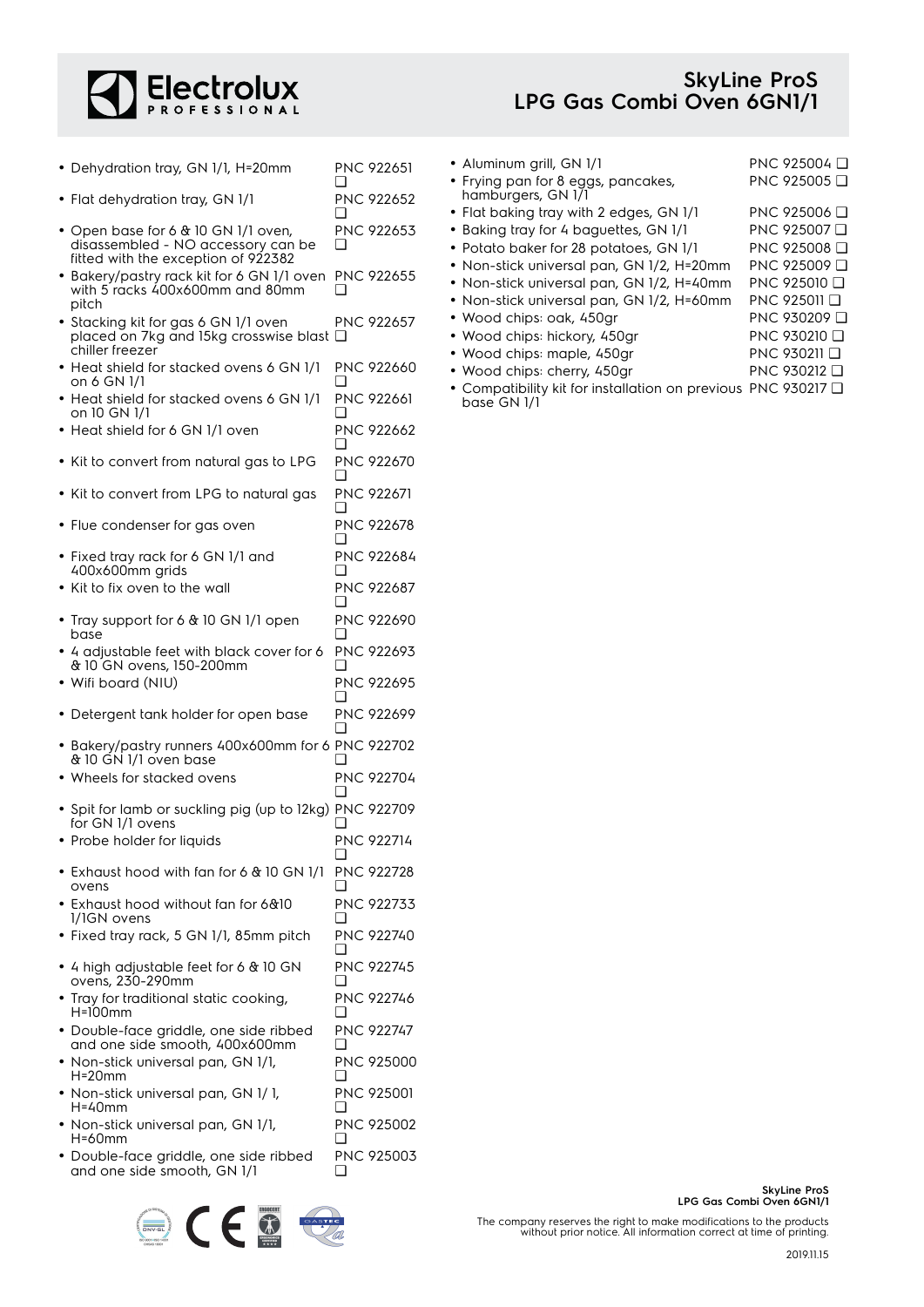- Dehydration tray, GN 1/1, H=20mm PNC 922651 ❑
- Flat dehydration tray, GN 1/1 PNC 922652 ❑
- Open base for 6 & 10 GN 1/1 oven, disassembled - NO accessory can be fitted with the exception of 922382 PNC 922653 ❑
- Bakery/pastry rack kit for 6 GN 1/1 oven with 5 racks 400x600mm and 80mm pitch PNC 922655 ❑
- Stacking kit for gas 6 GN 1/1 oven placed on 7kg and 15kg crosswise blast chiller freezer PNC 922657 ❑
- Heat shield for stacked ovens 6 GN 1/1 on 6 GN 1/1 PNC 922660 ❑
- Heat shield for stacked ovens 6 GN 1/1 on 10 GN 1/1 PNC 922661 ❑
- Heat shield for 6 GN 1/1 oven PNC 922662 ❑
- Kit to convert from natural gas to LPG PNC 922670 ❑
- Kit to convert from LPG to natural gas PNC 922671 ❑
- Flue condenser for gas oven PNC 922678 ❑
- Fixed tray rack for 6 GN 1/1 and 400x600mm grids PNC 922684 ❑
- Kit to fix oven to the wall PNC 922687 ❑
- Tray support for 6 & 10 GN 1/1 open base PNC 922690 ❑
- 4 adjustable feet with black cover for 6 & 10 GN ovens, 150-200mm PNC 922693 ❑
- Wifi board (NIU) PNC 922695 ❑
- Detergent tank holder for open base PNC 922699 ❑
- Bakery/pastry runners 400x600mm for 6 & 10 GN 1/1 oven base PNC 922702 ❑
- Wheels for stacked ovens PNC 922704 ❑
- Spit for lamb or suckling pig (up to 12kg) for GN 1/1 ovens PNC 922709 ❑
- Probe holder for liquids PNC 922714 ❑
- Exhaust hood with fan for 6 & 10 GN 1/1 ovens PNC 922728 ❑
- Exhaust hood without fan for 6&10 1/1GN ovens PNC 922733 ❑
- Fixed tray rack, 5 GN 1/1, 85mm pitch PNC 922740 ❑
- 4 high adjustable feet for 6 & 10 GN ovens, 230-290mm PNC 922745 ❑
- Tray for traditional static cooking, H=100mm PNC 922746 ❑
- Double-face griddle, one side ribbed and one side smooth, 400x600mm PNC 922747 ❑
- Non-stick universal pan, GN 1/1, H=20mm PNC 925000 ❑
- Non-stick universal pan, GN 1/ 1, H=40mm PNC 925001 ❑
- Non-stick universal pan, GN 1/1, H=60mm PNC 925002 ❑
- Double-face griddle, one side ribbed and one side smooth, GN 1/1 PNC 925003 ❑
- Aluminum grill, GN 1/1 PNC 925004 ❑
- Frying pan for 8 eggs, pancakes, hamburgers, GN 1/1 PNC 925005 ❑
- Flat baking tray with 2 edges, GN 1/1 PNC 925006 ❑
- Baking tray for 4 baguettes, GN 1/1 PNC 925007 ❑
- Potato baker for 28 potatoes, GN 1/1 PNC 925008 ❑
- Non-stick universal pan, GN 1/2, H=20mm PNC 925009 ❑
- Non-stick universal pan, GN 1/2, H=40mm PNC 925010 ❑
- Non-stick universal pan, GN 1/2, H=60mm PNC 925011 ❑
- Wood chips: oak, 450gr PNC 930209 ❑
- Wood chips: hickory, 450gr PNC 930210 ❑
- Wood chips: maple, 450gr PNC 930211 ❑
- Wood chips: cherry, 450gr PNC 930212 ❑
- Compatibility kit for installation on previous base GN 1/1 PNC 930217 ❑

The company reserves the right to make modifications to the products without prior notice. All information correct at time of printing.

2019.11.15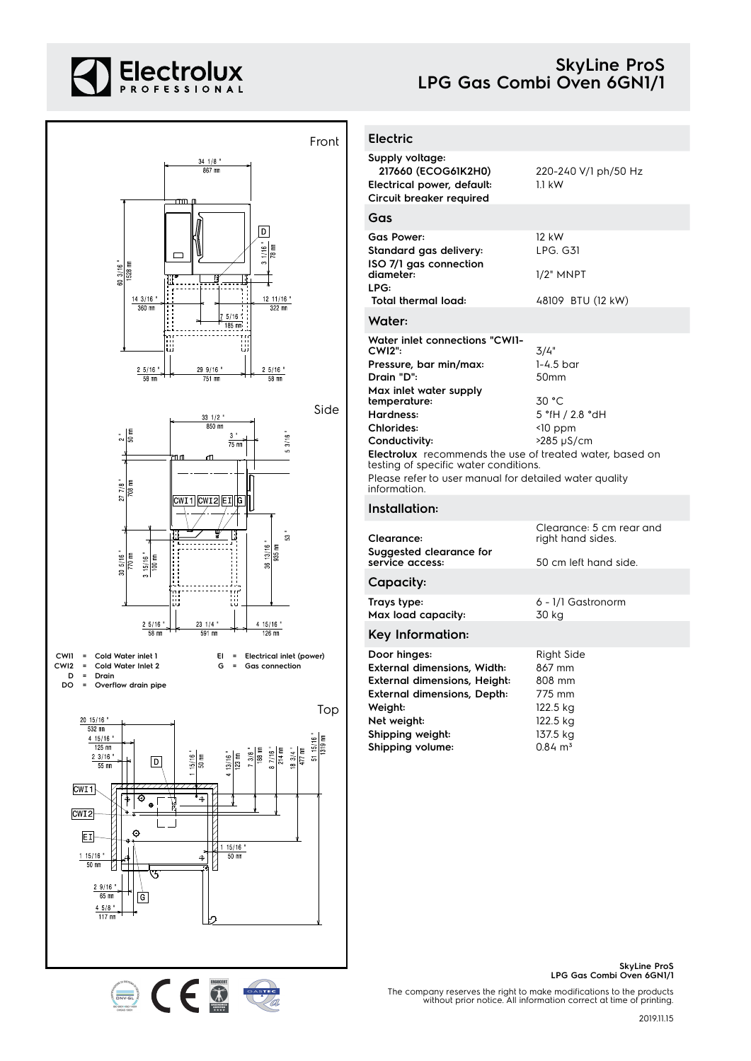# SkyLine ProS
# LPG Gas Combi Oven 6GN1/1

Front

34 1/8 "
867 mm

60 3/16 "
1528 mm

D

3 1/16 "
78 mm

14 3/16 "
360 mm

12 11/16 "
322 mm

7 5/16 "
185 mm

2 5/16 "
58 mm

29 9/16 "
751 mm

2 5/16 "
58 mm

Side

33 1/2 "
850 mm

2 "
50 mm

3 "
75 mm

5 3/16 "

27 7/8 "
708 mm

CWI1 CWI2 EI G

53 "

30 5/16 "
770 mm

3 15/16 "
100 mm

36 13/16 "
935 mm

2 5/16 "
58 mm

23 1/4 "
591 mm

4 15/16 "
126 mm

CWI1 = Cold Water inlet 1
CWI2 = Cold Water Inlet 2
D = Drain
DO = Overflow drain pipe
EI = Electrical inlet (power)
G = Gas connection

Top

20 15/16 "
532 mm

4 15/16 "
125 mm

2 3/16 "
55 mm

D

1 15/16 "
50 mm

4 13/16 "
123 mm

7 3/8 "
188 mm

8 7/16 "
214 mm

18 3/4 "
477 mm

51 15/16 "
1319 mm

CWI1

CWI2

EI

1 15/16 "
50 mm

1 15/16 "
50 mm

2 9/16 "
65 mm

G

4 5/8 "
117 mm

## Electric

| | |
|---|---|
| **Supply voltage:** | |
| **217660 (ECOG61K2H0)** | 220-240 V/1 ph/50 Hz |
| **Electrical power, default:** | 1.1 kW |
| **Circuit breaker required** | |

## Gas

| | |
|---|---|
| **Gas Power:** | 12 kW |
| **Standard gas delivery:** | LPG. G31 |
| **ISO 7/1 gas connection diameter:** | 1/2" MNPT |
| **LPG:** | |
| **Total thermal load:** | 48109 BTU (12 kW) |

## Water:

| | |
|---|---|
| **Water inlet connections "CWI1-CWI2":** | 3/4" |
| **Pressure, bar min/max:** | 1-4.5 bar |
| **Drain "D":** | 50mm |
| **Max inlet water supply temperature:** | 30 °C |
| **Hardness:** | 5 °fH / 2.8 °dH |
| **Chlorides:** | <10 ppm |
| **Conductivity:** | >285 µS/cm |

**Electrolux** recommends the use of treated water, based on testing of specific water conditions.

Please refer to user manual for detailed water quality information.

## Installation:

| | |
|---|---|
| **Clearance:** | Clearance: 5 cm rear and right hand sides. |
| **Suggested clearance for service access:** | 50 cm left hand side. |

## Capacity:

| | |
|---|---|
| **Trays type:** | 6 - 1/1 Gastronorm |
| **Max load capacity:** | 30 kg |

## Key Information:

| | |
|---|---|
| **Door hinges:** | Right Side |
| **External dimensions, Width:** | 867 mm |
| **External dimensions, Height:** | 808 mm |
| **External dimensions, Depth:** | 775 mm |
| **Weight:** | 122.5 kg |
| **Net weight:** | 122.5 kg |
| **Shipping weight:** | 137.5 kg |
| **Shipping volume:** | 0.84 m³ |

The company reserves the right to make modifications to the products without prior notice. All information correct at time of printing.

2019.11.15